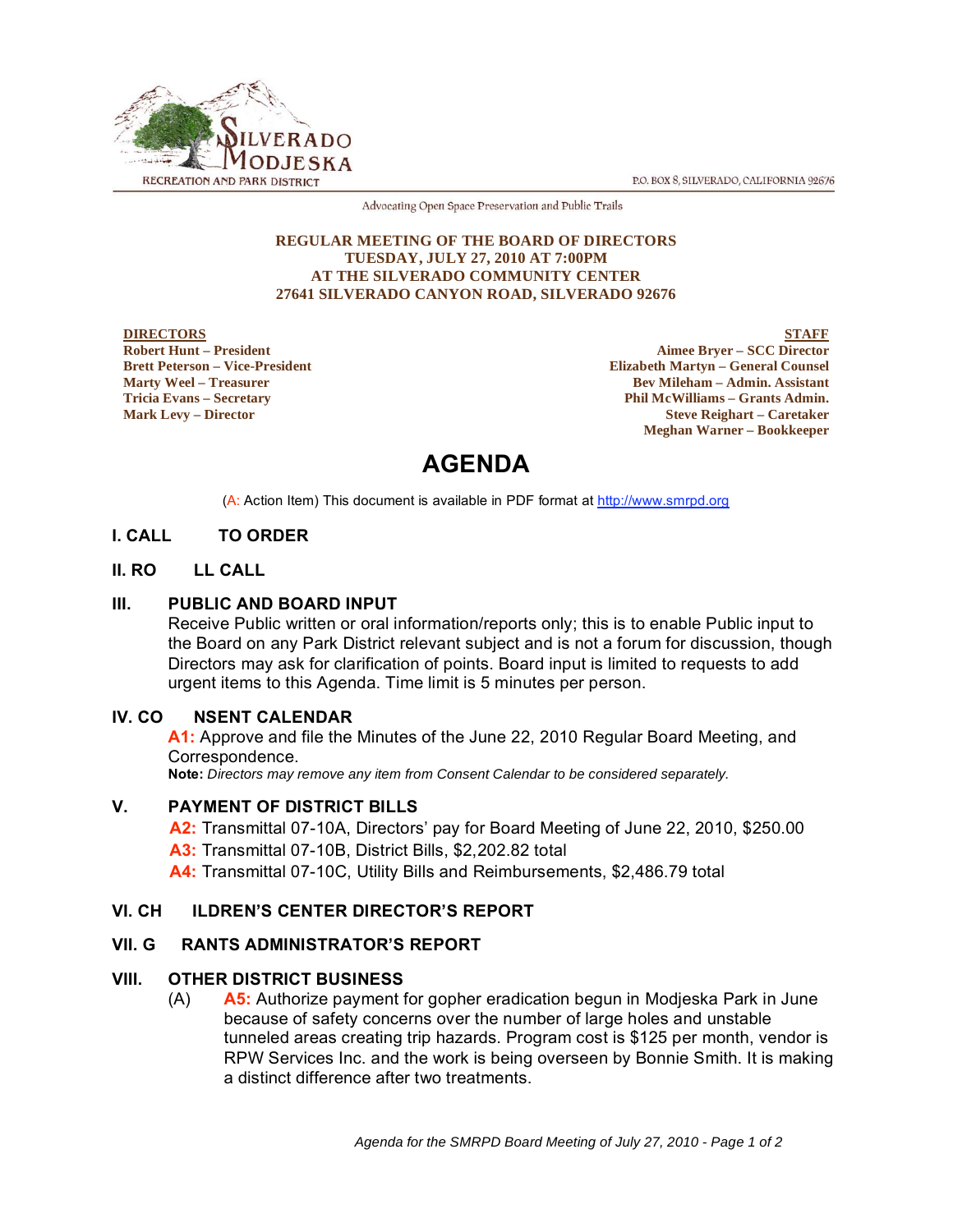SILVERADO MODJESKA RECREATION AND PARK DISTRICT

P.O. BOX 8, SILVERADO, CALIFORNIA 92676

Advocating Open Space Preservation and Public Trails

**REGULAR MEETING OF THE BOARD OF DIRECTORS**
**TUESDAY, JULY 27, 2010 AT 7:00PM**
**AT THE SILVERADO COMMUNITY CENTER**
**27641 SILVERADO CANYON ROAD, SILVERADO 92676**

**DIRECTORS**
**Robert Hunt – President**
**Brett Peterson – Vice-President**
**Marty Weel – Treasurer**
**Tricia Evans – Secretary**
**Mark Levy – Director**

**STAFF**
**Aimee Bryer – SCC Director**
**Elizabeth Martyn – General Counsel**
**Bev Mileham – Admin. Assistant**
**Phil McWilliams – Grants Admin.**
**Steve Reighart – Caretaker**
**Meghan Warner – Bookkeeper**

# AGENDA

(A: Action Item) This document is available in PDF format at http://www.smrpd.org

## I. CALL TO ORDER

## II. ROLL CALL

## III. PUBLIC AND BOARD INPUT

Receive Public written or oral information/reports only; this is to enable Public input to the Board on any Park District relevant subject and is not a forum for discussion, though Directors may ask for clarification of points. Board input is limited to requests to add urgent items to this Agenda. Time limit is 5 minutes per person.

## IV. CONSENT CALENDAR

**A1:** Approve and file the Minutes of the June 22, 2010 Regular Board Meeting, and Correspondence.

**Note:** *Directors may remove any item from Consent Calendar to be considered separately.*

## V. PAYMENT OF DISTRICT BILLS

**A2:** Transmittal 07-10A, Directors' pay for Board Meeting of June 22, 2010, $250.00

**A3:** Transmittal 07-10B, District Bills, $2,202.82 total

**A4:** Transmittal 07-10C, Utility Bills and Reimbursements, $2,486.79 total

## VI. CHILDREN'S CENTER DIRECTOR'S REPORT

## VII. GRANTS ADMINISTRATOR'S REPORT

## VIII. OTHER DISTRICT BUSINESS

(A) **A5:** Authorize payment for gopher eradication begun in Modjeska Park in June because of safety concerns over the number of large holes and unstable tunneled areas creating trip hazards. Program cost is $125 per month, vendor is RPW Services Inc. and the work is being overseen by Bonnie Smith. It is making a distinct difference after two treatments.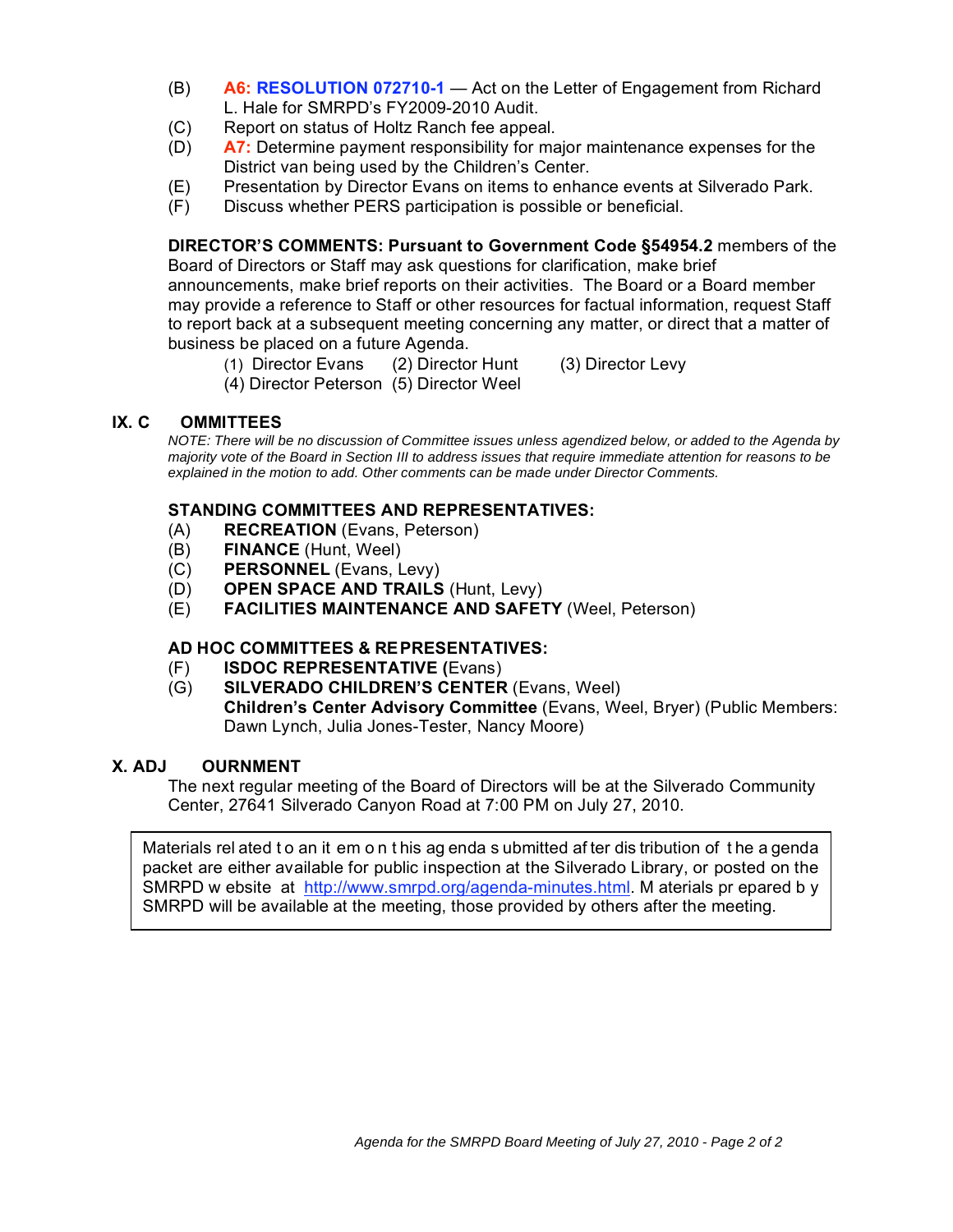(B) **A6: RESOLUTION 072710-1** — Act on the Letter of Engagement from Richard L. Hale for SMRPD's FY2009-2010 Audit.

(C) Report on status of Holtz Ranch fee appeal.

(D) **A7:** Determine payment responsibility for major maintenance expenses for the District van being used by the Children's Center.

(E) Presentation by Director Evans on items to enhance events at Silverado Park.

(F) Discuss whether PERS participation is possible or beneficial.

**DIRECTOR'S COMMENTS: Pursuant to Government Code §54954.2** members of the Board of Directors or Staff may ask questions for clarification, make brief announcements, make brief reports on their activities. The Board or a Board member may provide a reference to Staff or other resources for factual information, request Staff to report back at a subsequent meeting concerning any matter, or direct that a matter of business be placed on a future Agenda.

(1) Director Evans (2) Director Hunt (3) Director Levy
(4) Director Peterson (5) Director Weel

## IX. COMMITTEES

*NOTE: There will be no discussion of Committee issues unless agendized below, or added to the Agenda by majority vote of the Board in Section III to address issues that require immediate attention for reasons to be explained in the motion to add. Other comments can be made under Director Comments.*

**STANDING COMMITTEES AND REPRESENTATIVES:**

(A) **RECREATION** (Evans, Peterson)
(B) **FINANCE** (Hunt, Weel)
(C) **PERSONNEL** (Evans, Levy)
(D) **OPEN SPACE AND TRAILS** (Hunt, Levy)
(E) **FACILITIES MAINTENANCE AND SAFETY** (Weel, Peterson)

**AD HOC COMMITTEES & REPRESENTATIVES:**

(F) **ISDOC REPRESENTATIVE (**Evans)
(G) **SILVERADO CHILDREN'S CENTER** (Evans, Weel)
**Children's Center Advisory Committee** (Evans, Weel, Bryer) (Public Members: Dawn Lynch, Julia Jones-Tester, Nancy Moore)

## X. ADJOURNMENT

The next regular meeting of the Board of Directors will be at the Silverado Community Center, 27641 Silverado Canyon Road at 7:00 PM on July 27, 2010.

Materials related to an item on this agenda submitted after distribution of the agenda packet are either available for public inspection at the Silverado Library, or posted on the SMRPD website at http://www.smrpd.org/agenda-minutes.html. Materials prepared by SMRPD will be available at the meeting, those provided by others after the meeting.